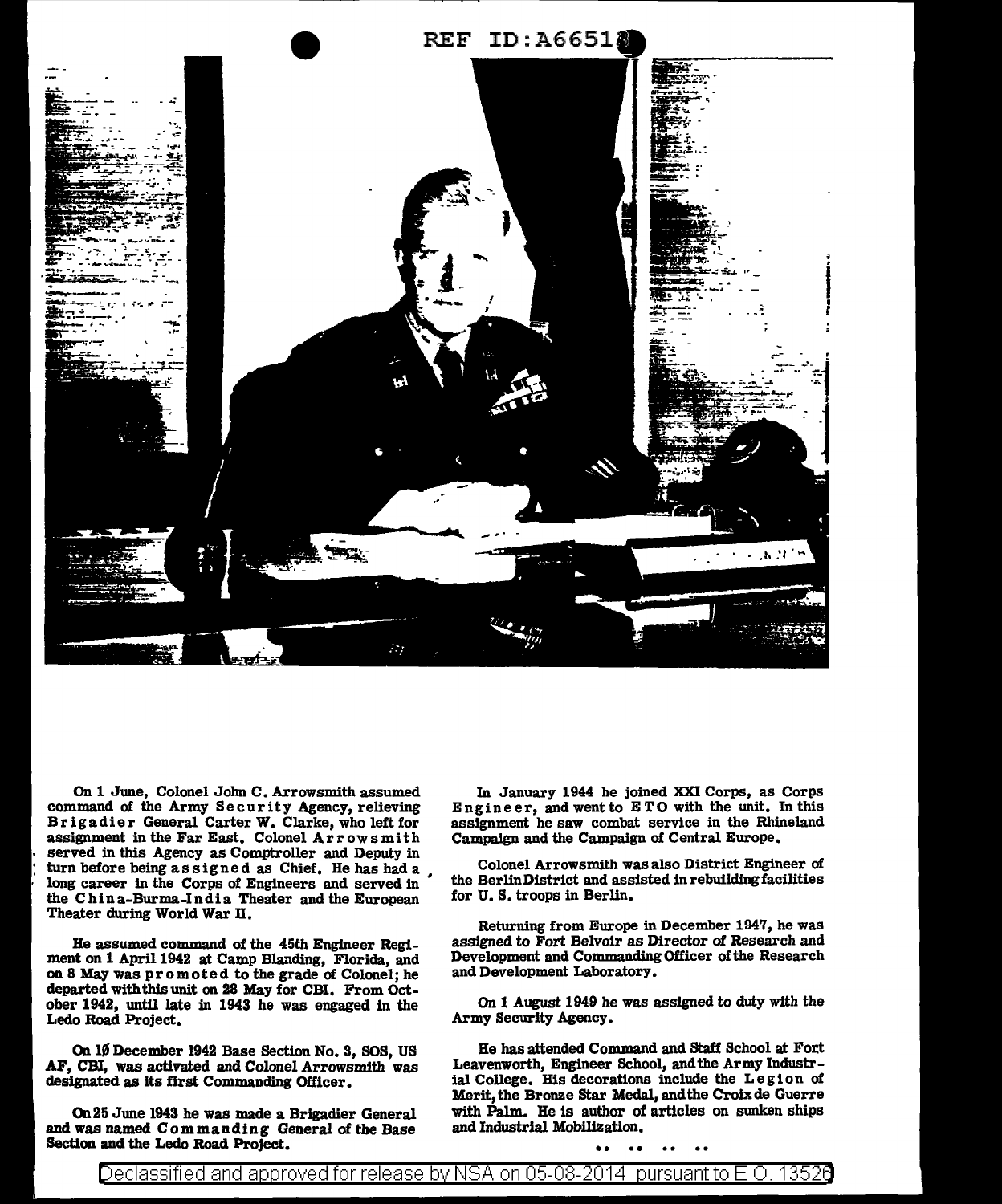On 1 June, Colonel John C. Arrowsmith assumed command of the Army Security Agency, relieving Brigadier General Carter W. Clarke, who left for assignment in the Far East. Colonel Arrowsmith served in this Agency as Comptroller and Deputy in turn before being assigned as Chief. He has had a long career in the Corps of Engineers and served in the China-Burma-India Theater and the European Theater during World War II.

He assumed command of the 45th Engineer Regiment on 1 April 1942 at Camp Blanding, Florida, and on 8 May was promoted to the grade of Colonel; he departed with this unit on 28 May for CBI. From October 1942, until late in 1943 he was engaged in the Ledo Road Project.

On 10 December 1942 Base Section No. 3, SOS, US AF, CBI, was activated and Colonel Arrowsmith was designated as its first Commanding Officer.

On 25 June 1943 he was made a Brigadier General and was named Commanding General of the Base Section and the Ledo Road Project.

In January 1944 he joined XXI Corps, as Corps Engineer, and went to ETO with the unit. In this assignment he saw combat service in the Rhineland Campaign and the Campaign of Central Europe.

Colonel Arrowsmith was also District Engineer of the Berlin District and assisted in rebuilding facilities for U. S. troops in Berlin.

Returning from Europe in December 1947, he was assigned to Fort Belvoir as Director of Research and Development and Commanding Officer of the Research and Development Laboratory.

On 1 August 1949 he was assigned to duty with the Army Security Agency.

He has attended Command and Staff School at Fort Leavenworth, Engineer School, and the Army Industrial College. His decorations include the Legion of Merit, the Bronze Star Medal, and the Croix de Guerre with Palm. He is author of articles on sunken ships and Industrial Mobilization.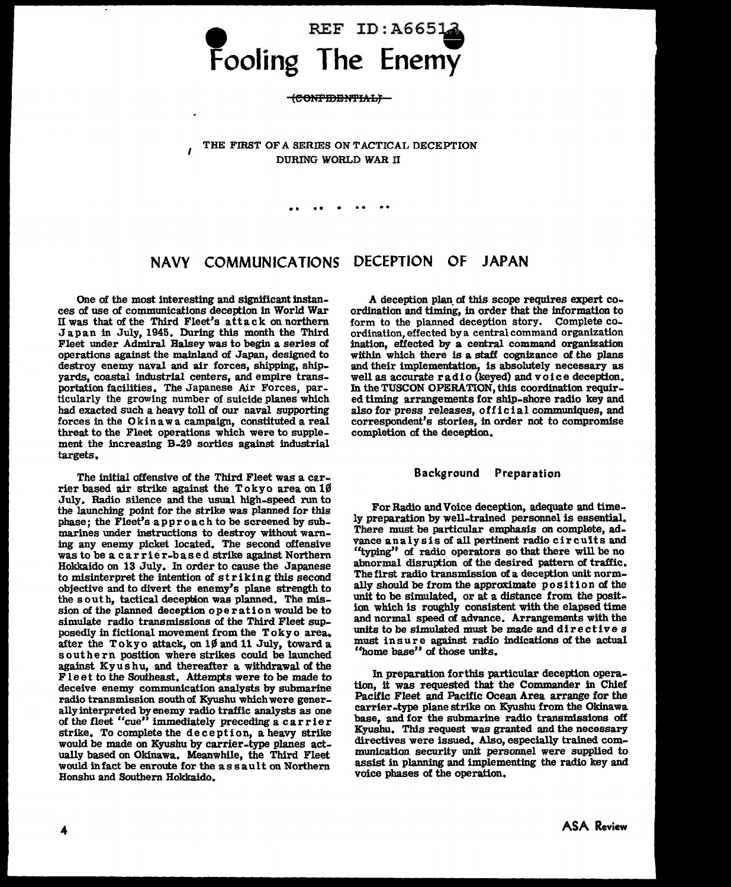REF ID:A66513

# Fooling The Enemy

~~(CONFIDENTIAL)~~

THE FIRST OF A SERIES ON TACTICAL DECEPTION DURING WORLD WAR II

.. .. . .. ..

## NAVY COMMUNICATIONS DECEPTION OF JAPAN

One of the most interesting and significant instances of use of communications deception in World War II was that of the Third Fleet's attack on northern Japan in July, 1945. During this month the Third Fleet under Admiral Halsey was to begin a series of operations against the mainland of Japan, designed to destroy enemy naval and air forces, shipping, shipyards, coastal industrial centers, and empire transportation facilities. The Japanese Air Forces, particularly the growing number of suicide planes which had exacted such a heavy toll of our naval supporting forces in the Okinawa campaign, constituted a real threat to the Fleet operations which were to supplement the increasing B-29 sorties against industrial targets.

The initial offensive of the Third Fleet was a carrier based air strike against the Tokyo area on 1Ø July. Radio silence and the usual high-speed run to the launching point for the strike was planned for this phase; the Fleet's approach to be screened by submarines under instructions to destroy without warning any enemy picket located. The second offensive was to be a carrier-based strike against Northern Hokkaido on 13 July. In order to cause the Japanese to misinterpret the intention of striking this second objective and to divert the enemy's plane strength to the south, tactical deception was planned. The mission of the planned deception operation would be to simulate radio transmissions of the Third Fleet supposedly in fictional movement from the Tokyo area, after the Tokyo attack, on 1Ø and 11 July, toward a southern position where strikes could be launched against Kyushu, and thereafter a withdrawal of the Fleet to the Southeast. Attempts were to be made to deceive enemy communication analysts by submarine radio transmission south of Kyushu which were generally interpreted by enemy radio traffic analysts as one of the fleet "cue" immediately preceding a carrier strike. To complete the deception, a heavy strike would be made on Kyushu by carrier-type planes actually based on Okinawa. Meanwhile, the Third Fleet would in fact be enroute for the assault on Northern Honshu and Southern Hokkaido.

A deception plan of this scope requires expert coordination and timing, in order that the information to form to the planned deception story. Complete coordination, effected by a central command organization ination, effected by a central command organization within which there is a staff cognizance of the plans and their implementation, is absolutely necessary as well as accurate radio (keyed) and voice deception. In the TUSCON OPERATION, this coordination required timing arrangements for ship-shore radio key and also for press releases, official communiques, and correspondent's stories, in order not to compromise completion of the deception.

### Background Preparation

For Radio and Voice deception, adequate and timely preparation by well-trained personnel is essential. There must be particular emphasis on complete, advance analysis of all pertinent radio circuits and "typing" of radio operators so that there will be no abnormal disruption of the desired pattern of traffic. The first radio transmission of a deception unit normally should be from the approximate position of the unit to be simulated, or at a distance from the position which is roughly consistent with the elapsed time and normal speed of advance. Arrangements with the units to be simulated must be made and directives must insure against radio indications of the actual "home base" of those units.

In preparation for this particular deception operation, it was requested that the Commander in Chief Pacific Fleet and Pacific Ocean Area arrange for the carrier-type plane strike on Kyushu from the Okinawa base, and for the submarine radio transmissions off Kyushu. This request was granted and the necessary directives were issued. Also, especially trained communication security unit personnel were supplied to assist in planning and implementing the radio key and voice phases of the operation.

ASA Review